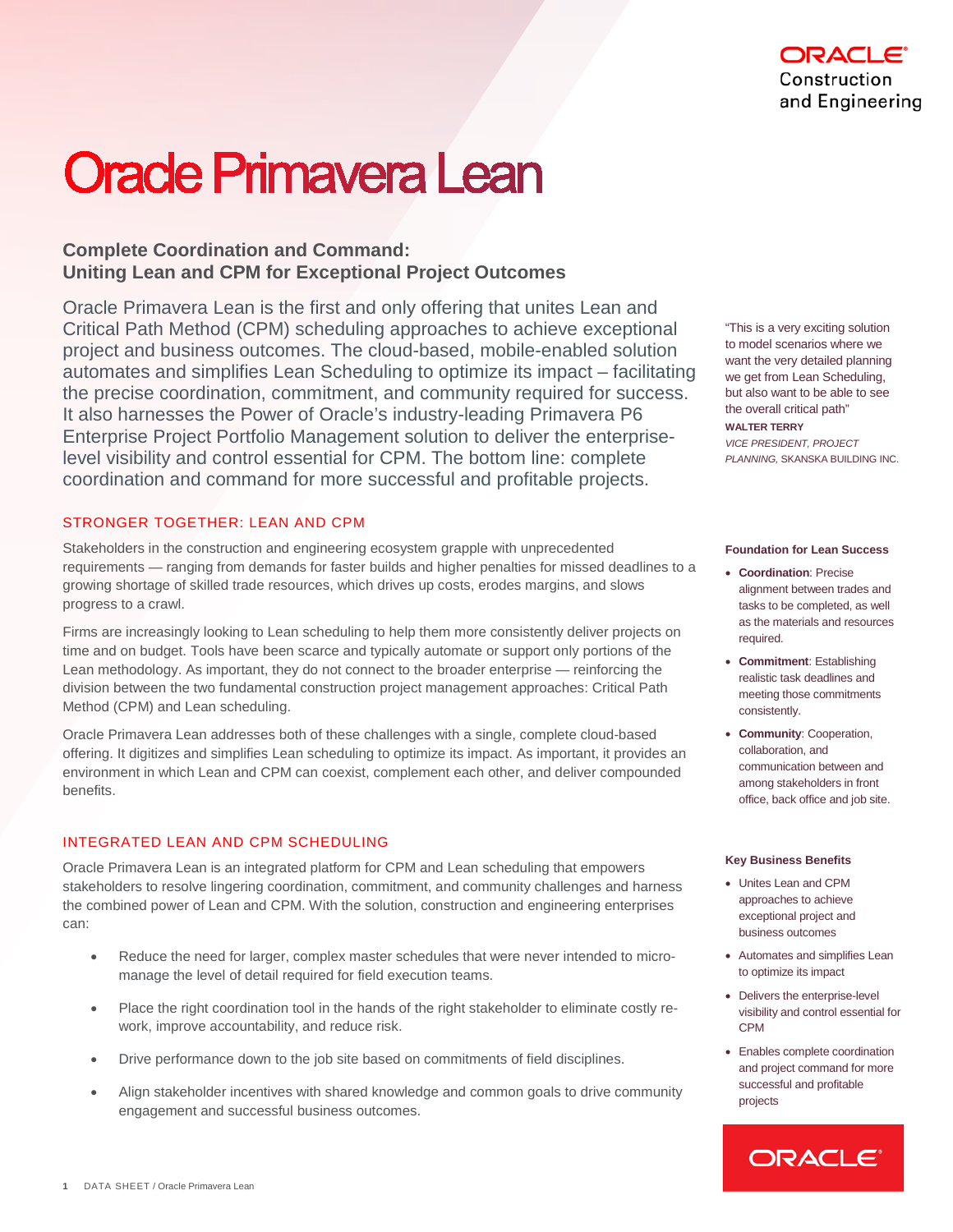# Oracle Primavera Lean

## Complete Coordination and Command: Uniting Lean and CPM for Exceptional Project Outcomes

Oracle Primavera Lean is the first and only offering that unites Lean and Critical Path Method (CPM) scheduling approaches to achieve exceptional project and business outcomes. The cloud-based, mobile-enabled solution automates and simplifies Lean Scheduling to optimize its impact – facilitating the precise coordination, commitment, and community required for success. It also harnesses the Power of Oracle's industry-leading Primavera P6 Enterprise Project Portfolio Management solution to deliver the enterprise-level visibility and control essential for CPM. The bottom line: complete coordination and command for more successful and profitable projects.

"This is a very exciting solution to model scenarios where we want the very detailed planning we get from Lean Scheduling, but also want to be able to see the overall critical path"

**WALTER TERRY**
*VICE PRESIDENT, PROJECT PLANNING,* SKANSKA BUILDING INC.

### STRONGER TOGETHER: LEAN AND CPM

Stakeholders in the construction and engineering ecosystem grapple with unprecedented requirements — ranging from demands for faster builds and higher penalties for missed deadlines to a growing shortage of skilled trade resources, which drives up costs, erodes margins, and slows progress to a crawl.

Firms are increasingly looking to Lean scheduling to help them more consistently deliver projects on time and on budget. Tools have been scarce and typically automate or support only portions of the Lean methodology. As important, they do not connect to the broader enterprise — reinforcing the division between the two fundamental construction project management approaches: Critical Path Method (CPM) and Lean scheduling.

Oracle Primavera Lean addresses both of these challenges with a single, complete cloud-based offering. It digitizes and simplifies Lean scheduling to optimize its impact. As important, it provides an environment in which Lean and CPM can coexist, complement each other, and deliver compounded benefits.

### INTEGRATED LEAN AND CPM SCHEDULING

Oracle Primavera Lean is an integrated platform for CPM and Lean scheduling that empowers stakeholders to resolve lingering coordination, commitment, and community challenges and harness the combined power of Lean and CPM. With the solution, construction and engineering enterprises can:

- Reduce the need for larger, complex master schedules that were never intended to micro-manage the level of detail required for field execution teams.
- Place the right coordination tool in the hands of the right stakeholder to eliminate costly re-work, improve accountability, and reduce risk.
- Drive performance down to the job site based on commitments of field disciplines.
- Align stakeholder incentives with shared knowledge and common goals to drive community engagement and successful business outcomes.

#### Foundation for Lean Success

- **Coordination**: Precise alignment between trades and tasks to be completed, as well as the materials and resources required.
- **Commitment**: Establishing realistic task deadlines and meeting those commitments consistently.
- **Community**: Cooperation, collaboration, and communication between and among stakeholders in front office, back office and job site.

#### Key Business Benefits

- Unites Lean and CPM approaches to achieve exceptional project and business outcomes
- Automates and simplifies Lean to optimize its impact
- Delivers the enterprise-level visibility and control essential for CPM
- Enables complete coordination and project command for more successful and profitable projects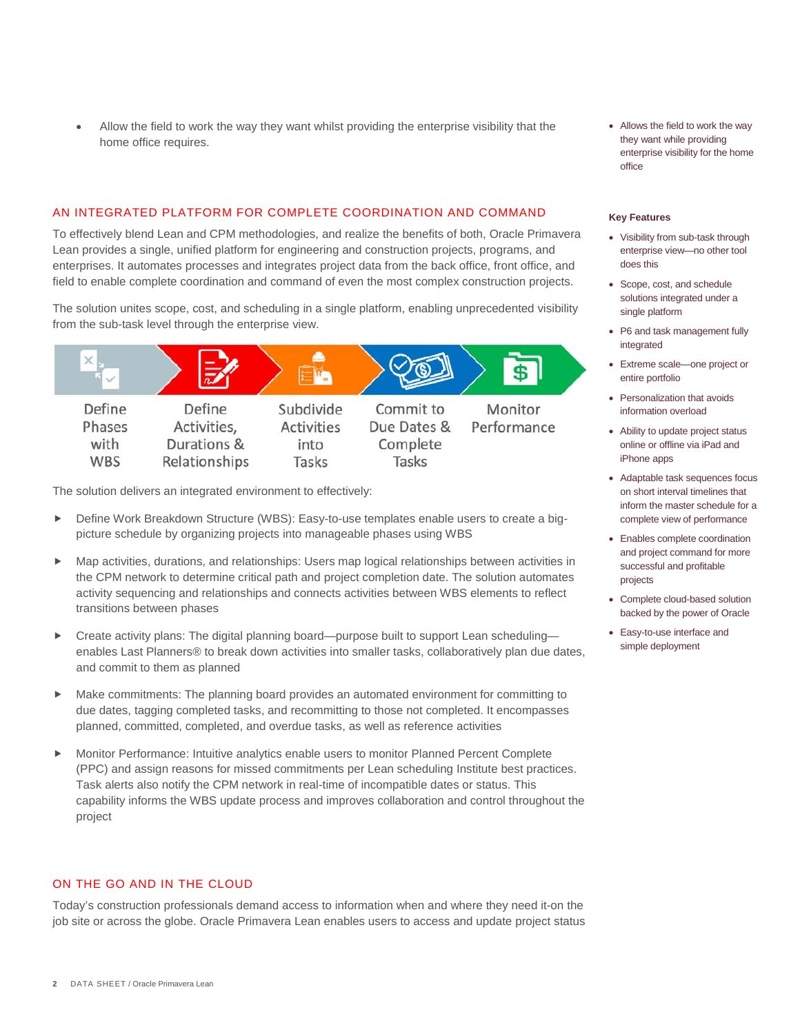- Allow the field to work the way they want whilst providing the enterprise visibility that the home office requires.

## AN INTEGRATED PLATFORM FOR COMPLETE COORDINATION AND COMMAND

To effectively blend Lean and CPM methodologies, and realize the benefits of both, Oracle Primavera Lean provides a single, unified platform for engineering and construction projects, programs, and enterprises. It automates processes and integrates project data from the back office, front office, and field to enable complete coordination and command of even the most complex construction projects.

The solution unites scope, cost, and scheduling in a single platform, enabling unprecedented visibility from the sub-task level through the enterprise view.

Define Phases with WBS → Define Activities, Durations & Relationships → Subdivide Activities into Tasks → Commit to Due Dates & Complete Tasks → Monitor Performance

The solution delivers an integrated environment to effectively:

- Define Work Breakdown Structure (WBS): Easy-to-use templates enable users to create a big-picture schedule by organizing projects into manageable phases using WBS
- Map activities, durations, and relationships: Users map logical relationships between activities in the CPM network to determine critical path and project completion date. The solution automates activity sequencing and relationships and connects activities between WBS elements to reflect transitions between phases
- Create activity plans: The digital planning board—purpose built to support Lean scheduling—enables Last Planners® to break down activities into smaller tasks, collaboratively plan due dates, and commit to them as planned
- Make commitments: The planning board provides an automated environment for committing to due dates, tagging completed tasks, and recommitting to those not completed. It encompasses planned, committed, completed, and overdue tasks, as well as reference activities
- Monitor Performance: Intuitive analytics enable users to monitor Planned Percent Complete (PPC) and assign reasons for missed commitments per Lean scheduling Institute best practices. Task alerts also notify the CPM network in real-time of incompatible dates or status. This capability informs the WBS update process and improves collaboration and control throughout the project

## ON THE GO AND IN THE CLOUD

Today's construction professionals demand access to information when and where they need it-on the job site or across the globe. Oracle Primavera Lean enables users to access and update project status

- Allows the field to work the way they want while providing enterprise visibility for the home office

**Key Features**

- Visibility from sub-task through enterprise view—no other tool does this
- Scope, cost, and schedule solutions integrated under a single platform
- P6 and task management fully integrated
- Extreme scale—one project or entire portfolio
- Personalization that avoids information overload
- Ability to update project status online or offline via iPad and iPhone apps
- Adaptable task sequences focus on short interval timelines that inform the master schedule for a complete view of performance
- Enables complete coordination and project command for more successful and profitable projects
- Complete cloud-based solution backed by the power of Oracle
- Easy-to-use interface and simple deployment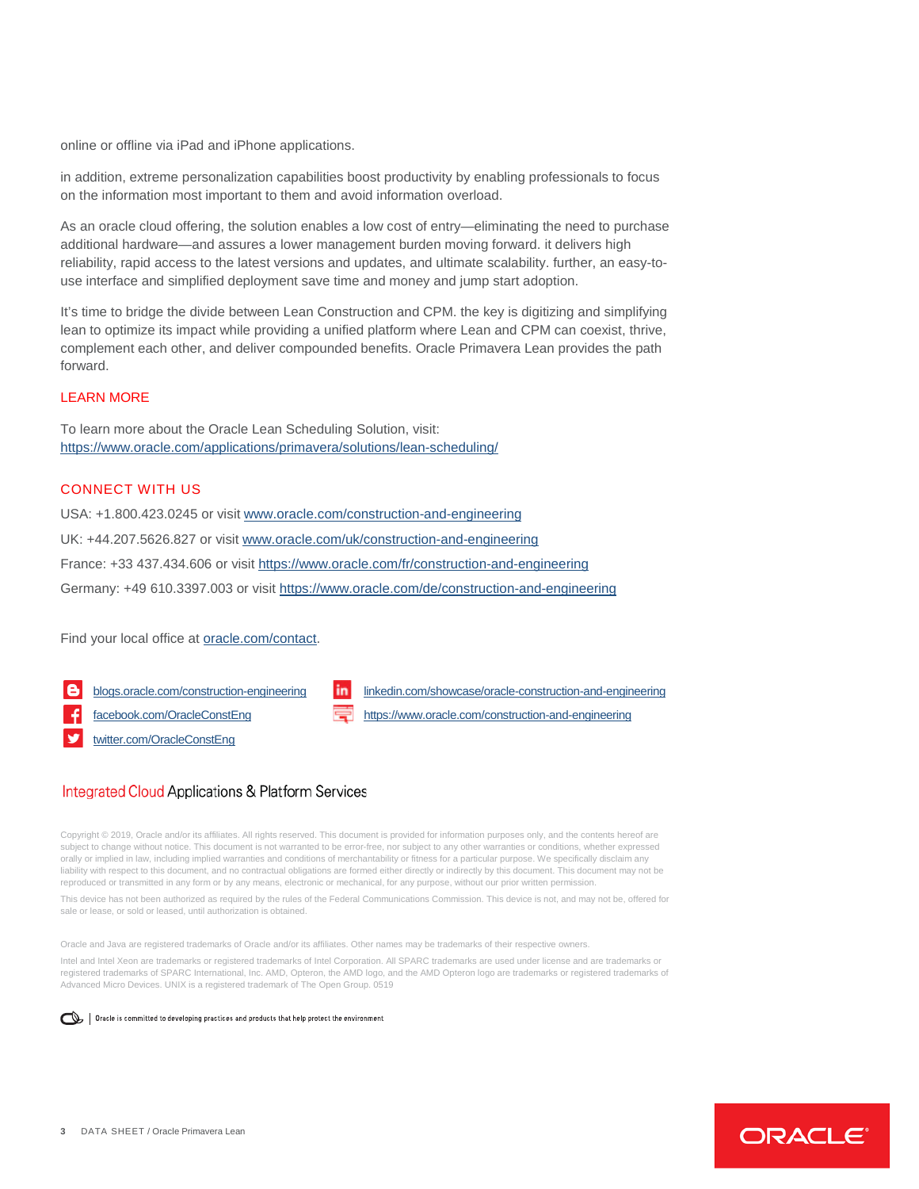online or offline via iPad and iPhone applications.

in addition, extreme personalization capabilities boost productivity by enabling professionals to focus on the information most important to them and avoid information overload.

As an oracle cloud offering, the solution enables a low cost of entry—eliminating the need to purchase additional hardware—and assures a lower management burden moving forward. it delivers high reliability, rapid access to the latest versions and updates, and ultimate scalability. further, an easy-to-use interface and simplified deployment save time and money and jump start adoption.

It's time to bridge the divide between Lean Construction and CPM. the key is digitizing and simplifying lean to optimize its impact while providing a unified platform where Lean and CPM can coexist, thrive, complement each other, and deliver compounded benefits. Oracle Primavera Lean provides the path forward.

## LEARN MORE

To learn more about the Oracle Lean Scheduling Solution, visit: https://www.oracle.com/applications/primavera/solutions/lean-scheduling/

## CONNECT WITH US

USA: +1.800.423.0245 or visit www.oracle.com/construction-and-engineering

UK: +44.207.5626.827 or visit www.oracle.com/uk/construction-and-engineering

France: +33 437.434.606 or visit https://www.oracle.com/fr/construction-and-engineering

Germany: +49 610.3397.003 or visit https://www.oracle.com/de/construction-and-engineering

Find your local office at oracle.com/contact.

blogs.oracle.com/construction-engineering

facebook.com/OracleConstEng

twitter.com/OracleConstEng

linkedin.com/showcase/oracle-construction-and-engineering

https://www.oracle.com/construction-and-engineering

Integrated Cloud Applications & Platform Services

Copyright © 2019, Oracle and/or its affiliates. All rights reserved. This document is provided for information purposes only, and the contents hereof are subject to change without notice. This document is not warranted to be error-free, nor subject to any other warranties or conditions, whether expressed orally or implied in law, including implied warranties and conditions of merchantability or fitness for a particular purpose. We specifically disclaim any liability with respect to this document, and no contractual obligations are formed either directly or indirectly by this document. This document may not be reproduced or transmitted in any form or by any means, electronic or mechanical, for any purpose, without our prior written permission.

This device has not been authorized as required by the rules of the Federal Communications Commission. This device is not, and may not be, offered for sale or lease, or sold or leased, until authorization is obtained.

Oracle and Java are registered trademarks of Oracle and/or its affiliates. Other names may be trademarks of their respective owners.

Intel and Intel Xeon are trademarks or registered trademarks of Intel Corporation. All SPARC trademarks are used under license and are trademarks or registered trademarks of SPARC International, Inc. AMD, Opteron, the AMD logo, and the AMD Opteron logo are trademarks or registered trademarks of Advanced Micro Devices. UNIX is a registered trademark of The Open Group. 0519

Oracle is committed to developing practices and products that help protect the environment